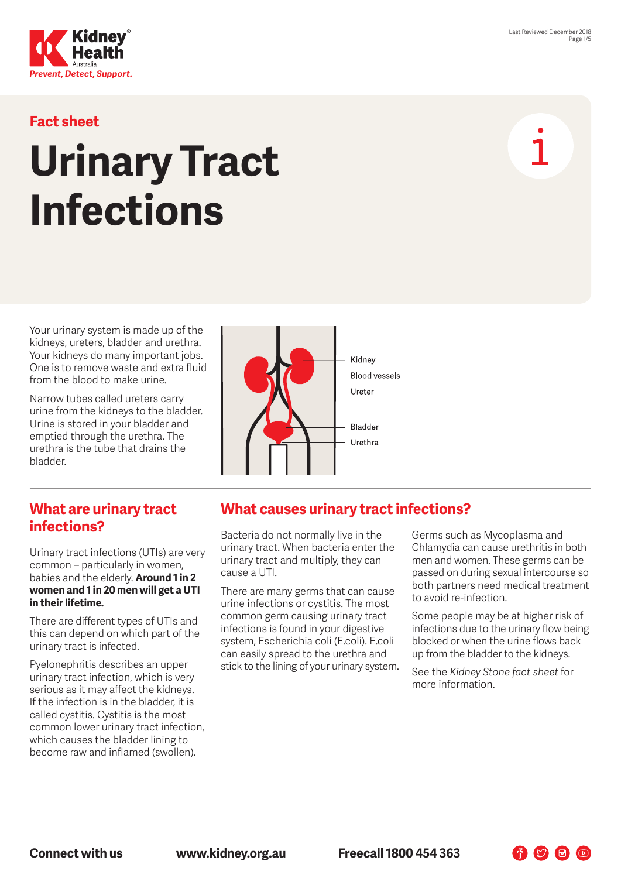Kidney Health Australia
*Prevent, Detect, Support.*

Last Reviewed December 2018

**Fact sheet**

# Urinary Tract Infections

Your urinary system is made up of the kidneys, ureters, bladder and urethra. Your kidneys do many important jobs. One is to remove waste and extra fluid from the blood to make urine.

Narrow tubes called ureters carry urine from the kidneys to the bladder. Urine is stored in your bladder and emptied through the urethra. The urethra is the tube that drains the bladder.

Kidney
Blood vessels
Ureter
Bladder
Urethra

## What are urinary tract infections?

Urinary tract infections (UTIs) are very common – particularly in women, babies and the elderly. **Around 1 in 2 women and 1 in 20 men will get a UTI in their lifetime.**

There are different types of UTIs and this can depend on which part of the urinary tract is infected.

Pyelonephritis describes an upper urinary tract infection, which is very serious as it may affect the kidneys. If the infection is in the bladder, it is called cystitis. Cystitis is the most common lower urinary tract infection, which causes the bladder lining to become raw and inflamed (swollen).

## What causes urinary tract infections?

Bacteria do not normally live in the urinary tract. When bacteria enter the urinary tract and multiply, they can cause a UTI.

There are many germs that can cause urine infections or cystitis. The most common germ causing urinary tract infections is found in your digestive system, Escherichia coli (E.coli). E.coli can easily spread to the urethra and stick to the lining of your urinary system.

Germs such as Mycoplasma and Chlamydia can cause urethritis in both men and women. These germs can be passed on during sexual intercourse so both partners need medical treatment to avoid re-infection.

Some people may be at higher risk of infections due to the urinary flow being blocked or when the urine flows back up from the bladder to the kidneys.

See the *Kidney Stone fact sheet* for more information.

**Connect with us** **www.kidney.org.au** **Freecall 1800 454 363**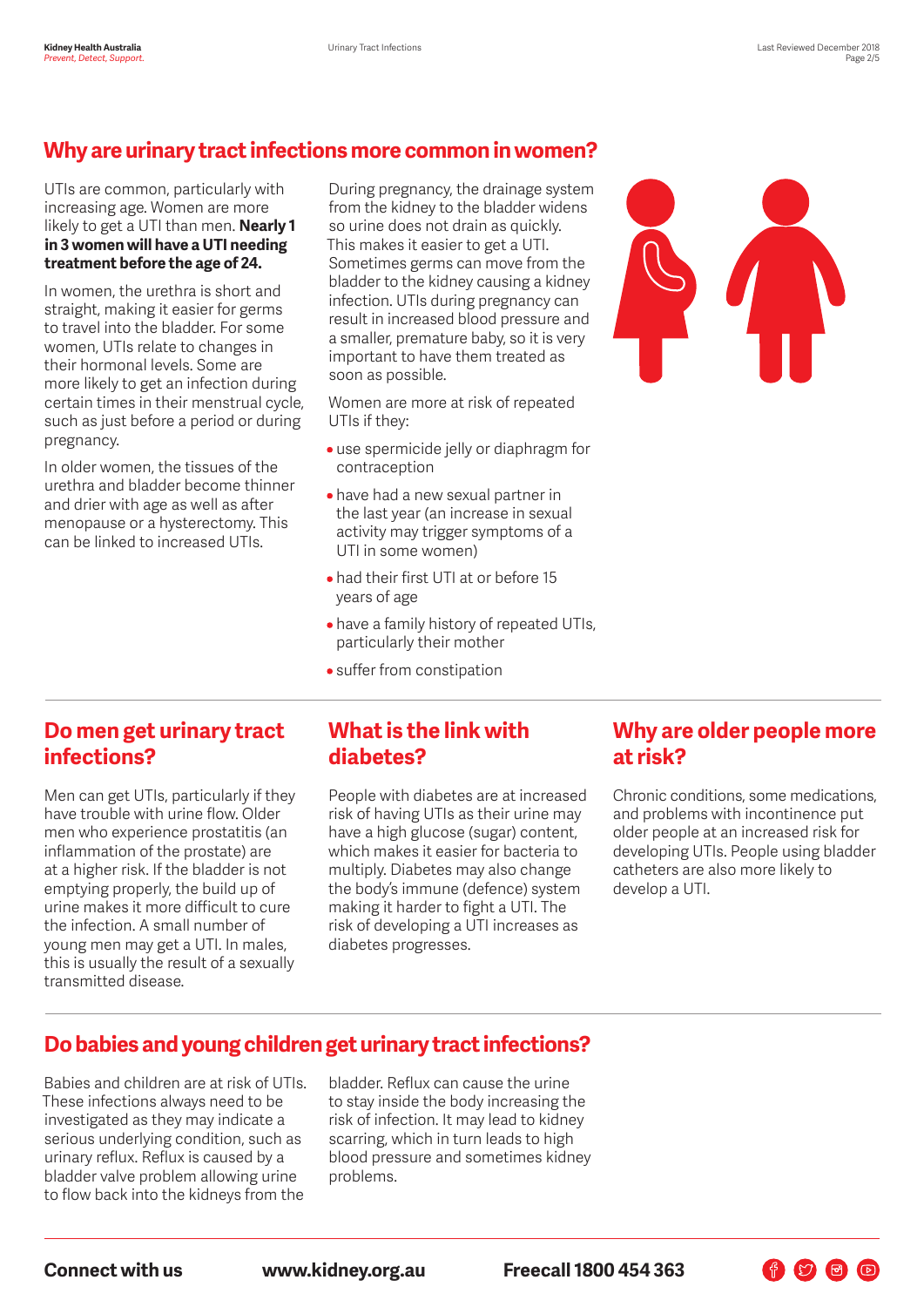## Why are urinary tract infections more common in women?

UTIs are common, particularly with increasing age. Women are more likely to get a UTI than men. **Nearly 1 in 3 women will have a UTI needing treatment before the age of 24.**

In women, the urethra is short and straight, making it easier for germs to travel into the bladder. For some women, UTIs relate to changes in their hormonal levels. Some are more likely to get an infection during certain times in their menstrual cycle, such as just before a period or during pregnancy.

In older women, the tissues of the urethra and bladder become thinner and drier with age as well as after menopause or a hysterectomy. This can be linked to increased UTIs.

During pregnancy, the drainage system from the kidney to the bladder widens so urine does not drain as quickly. This makes it easier to get a UTI. Sometimes germs can move from the bladder to the kidney causing a kidney infection. UTIs during pregnancy can result in increased blood pressure and a smaller, premature baby, so it is very important to have them treated as soon as possible.

Women are more at risk of repeated UTIs if they:

- use spermicide jelly or diaphragm for contraception
- have had a new sexual partner in the last year (an increase in sexual activity may trigger symptoms of a UTI in some women)
- had their first UTI at or before 15 years of age
- have a family history of repeated UTIs, particularly their mother
- suffer from constipation

## Do men get urinary tract infections?

Men can get UTIs, particularly if they have trouble with urine flow. Older men who experience prostatitis (an inflammation of the prostate) are at a higher risk. If the bladder is not emptying properly, the build up of urine makes it more difficult to cure the infection. A small number of young men may get a UTI. In males, this is usually the result of a sexually transmitted disease.

## What is the link with diabetes?

People with diabetes are at increased risk of having UTIs as their urine may have a high glucose (sugar) content, which makes it easier for bacteria to multiply. Diabetes may also change the body's immune (defence) system making it harder to fight a UTI. The risk of developing a UTI increases as diabetes progresses.

## Why are older people more at risk?

Chronic conditions, some medications, and problems with incontinence put older people at an increased risk for developing UTIs. People using bladder catheters are also more likely to develop a UTI.

## Do babies and young children get urinary tract infections?

Babies and children are at risk of UTIs. These infections always need to be investigated as they may indicate a serious underlying condition, such as urinary reflux. Reflux is caused by a bladder valve problem allowing urine to flow back into the kidneys from the bladder. Reflux can cause the urine to stay inside the body increasing the risk of infection. It may lead to kidney scarring, which in turn leads to high blood pressure and sometimes kidney problems.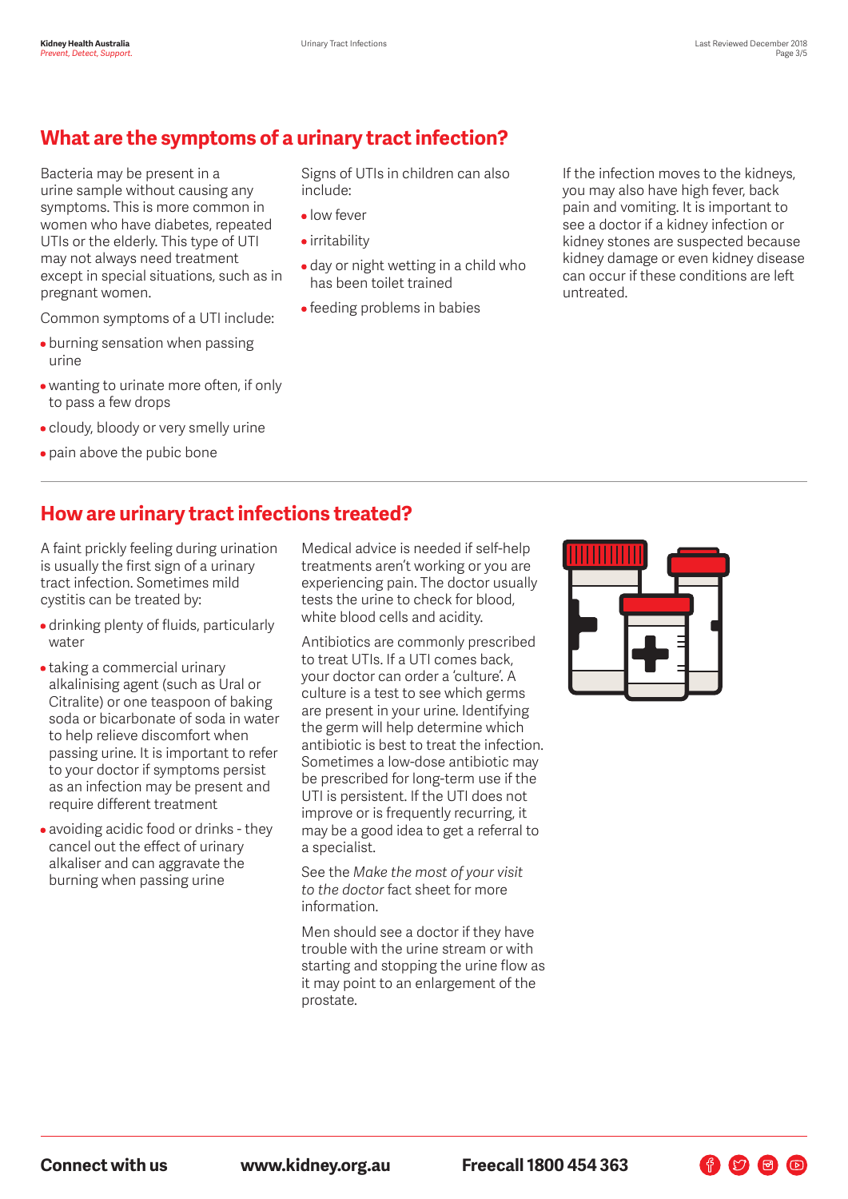## What are the symptoms of a urinary tract infection?

Bacteria may be present in a urine sample without causing any symptoms. This is more common in women who have diabetes, repeated UTIs or the elderly. This type of UTI may not always need treatment except in special situations, such as in pregnant women.

Common symptoms of a UTI include:

- burning sensation when passing urine
- wanting to urinate more often, if only to pass a few drops
- cloudy, bloody or very smelly urine
- pain above the pubic bone

Signs of UTIs in children can also include:

- low fever
- irritability
- day or night wetting in a child who has been toilet trained
- feeding problems in babies

If the infection moves to the kidneys, you may also have high fever, back pain and vomiting. It is important to see a doctor if a kidney infection or kidney stones are suspected because kidney damage or even kidney disease can occur if these conditions are left untreated.

## How are urinary tract infections treated?

A faint prickly feeling during urination is usually the first sign of a urinary tract infection. Sometimes mild cystitis can be treated by:

- drinking plenty of fluids, particularly water
- taking a commercial urinary alkalinising agent (such as Ural or Citralite) or one teaspoon of baking soda or bicarbonate of soda in water to help relieve discomfort when passing urine. It is important to refer to your doctor if symptoms persist as an infection may be present and require different treatment
- avoiding acidic food or drinks - they cancel out the effect of urinary alkaliser and can aggravate the burning when passing urine

Medical advice is needed if self-help treatments aren't working or you are experiencing pain. The doctor usually tests the urine to check for blood, white blood cells and acidity.

Antibiotics are commonly prescribed to treat UTIs. If a UTI comes back, your doctor can order a 'culture'. A culture is a test to see which germs are present in your urine. Identifying the germ will help determine which antibiotic is best to treat the infection. Sometimes a low-dose antibiotic may be prescribed for long-term use if the UTI is persistent. If the UTI does not improve or is frequently recurring, it may be a good idea to get a referral to a specialist.

See the *Make the most of your visit to the doctor* fact sheet for more information.

Men should see a doctor if they have trouble with the urine stream or with starting and stopping the urine flow as it may point to an enlargement of the prostate.

**Connect with us** **www.kidney.org.au** **Freecall 1800 454 363**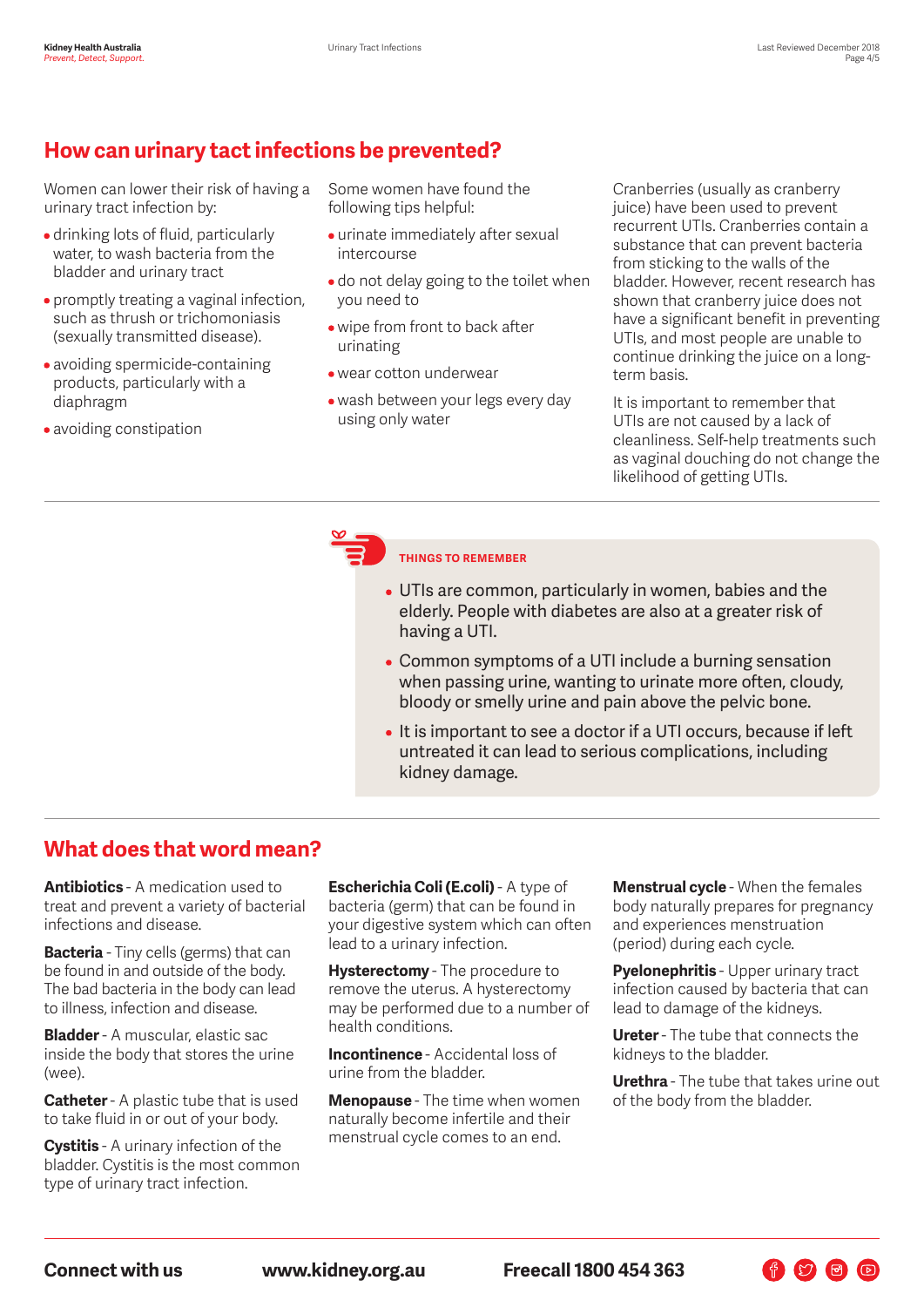## How can urinary tact infections be prevented?

Women can lower their risk of having a urinary tract infection by:

- drinking lots of fluid, particularly water, to wash bacteria from the bladder and urinary tract
- promptly treating a vaginal infection, such as thrush or trichomoniasis (sexually transmitted disease).
- avoiding spermicide-containing products, particularly with a diaphragm
- avoiding constipation

Some women have found the following tips helpful:

- urinate immediately after sexual intercourse
- do not delay going to the toilet when you need to
- wipe from front to back after urinating
- wear cotton underwear
- wash between your legs every day using only water

Cranberries (usually as cranberry juice) have been used to prevent recurrent UTIs. Cranberries contain a substance that can prevent bacteria from sticking to the walls of the bladder. However, recent research has shown that cranberry juice does not have a significant benefit in preventing UTIs, and most people are unable to continue drinking the juice on a long-term basis.

It is important to remember that UTIs are not caused by a lack of cleanliness. Self-help treatments such as vaginal douching do not change the likelihood of getting UTIs.

**THINGS TO REMEMBER**

- UTIs are common, particularly in women, babies and the elderly. People with diabetes are also at a greater risk of having a UTI.
- Common symptoms of a UTI include a burning sensation when passing urine, wanting to urinate more often, cloudy, bloody or smelly urine and pain above the pelvic bone.
- It is important to see a doctor if a UTI occurs, because if left untreated it can lead to serious complications, including kidney damage.

## What does that word mean?

**Antibiotics** - A medication used to treat and prevent a variety of bacterial infections and disease.

**Bacteria** - Tiny cells (germs) that can be found in and outside of the body. The bad bacteria in the body can lead to illness, infection and disease.

**Bladder** - A muscular, elastic sac inside the body that stores the urine (wee).

**Catheter** - A plastic tube that is used to take fluid in or out of your body.

**Cystitis** - A urinary infection of the bladder. Cystitis is the most common type of urinary tract infection.

**Escherichia Coli (E.coli)** - A type of bacteria (germ) that can be found in your digestive system which can often lead to a urinary infection.

**Hysterectomy** - The procedure to remove the uterus. A hysterectomy may be performed due to a number of health conditions.

**Incontinence** - Accidental loss of urine from the bladder.

**Menopause** - The time when women naturally become infertile and their menstrual cycle comes to an end.

**Menstrual cycle** - When the females body naturally prepares for pregnancy and experiences menstruation (period) during each cycle.

**Pyelonephritis** - Upper urinary tract infection caused by bacteria that can lead to damage of the kidneys.

**Ureter** - The tube that connects the kidneys to the bladder.

**Urethra** - The tube that takes urine out of the body from the bladder.

**Connect with us** **www.kidney.org.au** **Freecall 1800 454 363**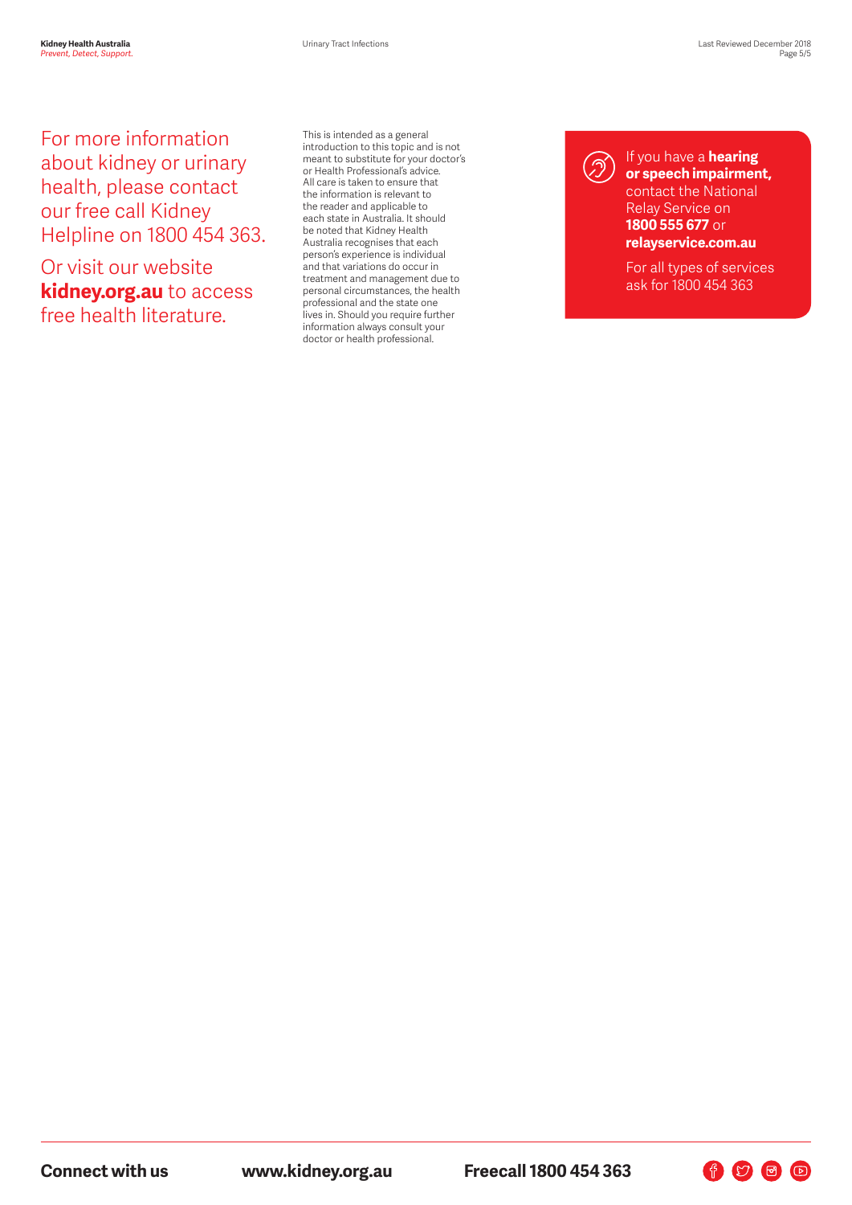For more information about kidney or urinary health, please contact our free call Kidney Helpline on 1800 454 363.

Or visit our website **kidney.org.au** to access free health literature.

This is intended as a general introduction to this topic and is not meant to substitute for your doctor's or Health Professional's advice. All care is taken to ensure that the information is relevant to the reader and applicable to each state in Australia. It should be noted that Kidney Health Australia recognises that each person's experience is individual and that variations do occur in treatment and management due to personal circumstances, the health professional and the state one lives in. Should you require further information always consult your doctor or health professional.

If you have a **hearing or speech impairment,** contact the National Relay Service on **1800 555 677** or **relayservice.com.au**

For all types of services ask for 1800 454 363

**Connect with us** **www.kidney.org.au** **Freecall 1800 454 363**